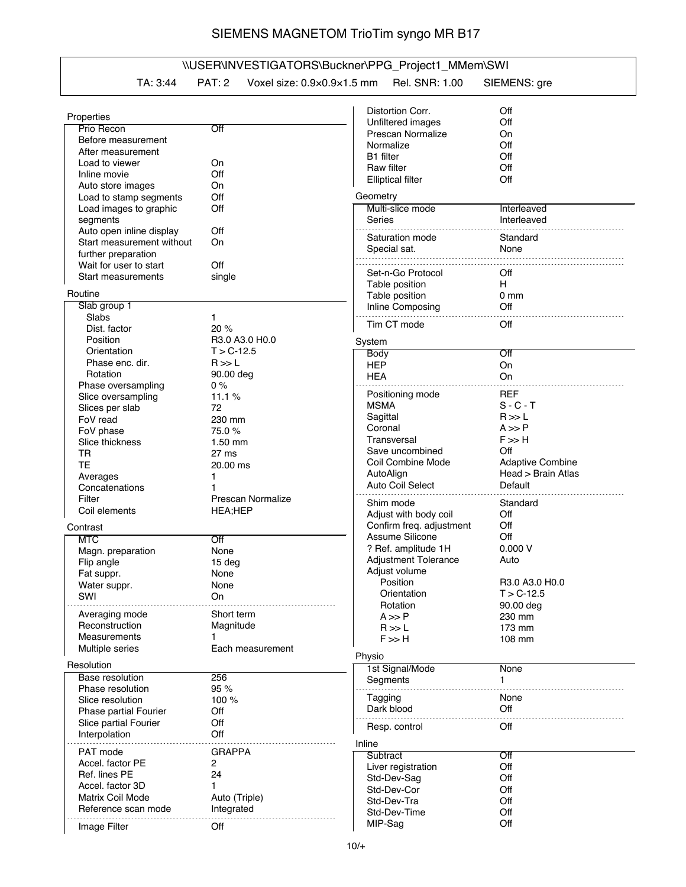# SIEMENS MAGNETOM TrioTim syngo MR B17

\\USER\INVESTIGATORS\Buckner\PPG_Project1_MMem\SWI

TA: 3:44 PAT: 2 Voxel size: 0.9×0.9×1.5 mm Rel. SNR: 1.00 SIEMENS: gre

## Properties

| | |
|---|---|
| Prio Recon | Off |
| Before measurement | |
| After measurement | |
| Load to viewer | On |
| Inline movie | Off |
| Auto store images | On |
| Load to stamp segments | Off |
| Load images to graphic segments | Off |
| Auto open inline display | Off |
| Start measurement without further preparation | On |
| Wait for user to start | Off |
| Start measurements | single |

## Routine

| | |
|---|---|
| Slab group 1 | |
| Slabs | 1 |
| Dist. factor | 20 % |
| Position | R3.0 A3.0 H0.0 |
| Orientation | T > C-12.5 |
| Phase enc. dir. | R >> L |
| Rotation | 90.00 deg |
| Phase oversampling | 0 % |
| Slice oversampling | 11.1 % |
| Slices per slab | 72 |
| FoV read | 230 mm |
| FoV phase | 75.0 % |
| Slice thickness | 1.50 mm |
| TR | 27 ms |
| TE | 20.00 ms |
| Averages | 1 |
| Concatenations | 1 |
| Filter | Prescan Normalize |
| Coil elements | HEA;HEP |

## Contrast

| | |
|---|---|
| MTC | Off |
| Magn. preparation | None |
| Flip angle | 15 deg |
| Fat suppr. | None |
| Water suppr. | None |
| SWI | On |
| Averaging mode | Short term |
| Reconstruction | Magnitude |
| Measurements | 1 |
| Multiple series | Each measurement |

## Resolution

| | |
|---|---|
| Base resolution | 256 |
| Phase resolution | 95 % |
| Slice resolution | 100 % |
| Phase partial Fourier | Off |
| Slice partial Fourier | Off |
| Interpolation | Off |
| PAT mode | GRAPPA |
| Accel. factor PE | 2 |
| Ref. lines PE | 24 |
| Accel. factor 3D | 1 |
| Matrix Coil Mode | Auto (Triple) |
| Reference scan mode | Integrated |
| Image Filter | Off |
| Distortion Corr. | Off |
| Unfiltered images | Off |
| Prescan Normalize | On |
| Normalize | Off |
| B1 filter | Off |
| Raw filter | Off |
| Elliptical filter | Off |

## Geometry

| | |
|---|---|
| Multi-slice mode | Interleaved |
| Series | Interleaved |
| Saturation mode | Standard |
| Special sat. | None |
| Set-n-Go Protocol | Off |
| Table position | H |
| Table position | 0 mm |
| Inline Composing | Off |
| Tim CT mode | Off |

## System

| | |
|---|---|
| Body | Off |
| HEP | On |
| HEA | On |
| Positioning mode | REF |
| MSMA | S - C - T |
| Sagittal | R >> L |
| Coronal | A >> P |
| Transversal | F >> H |
| Save uncombined | Off |
| Coil Combine Mode | Adaptive Combine |
| AutoAlign | Head > Brain Atlas |
| Auto Coil Select | Default |
| Shim mode | Standard |
| Adjust with body coil | Off |
| Confirm freq. adjustment | Off |
| Assume Silicone | Off |
| ? Ref. amplitude 1H | 0.000 V |
| Adjustment Tolerance | Auto |
| Adjust volume | |
| Position | R3.0 A3.0 H0.0 |
| Orientation | T > C-12.5 |
| Rotation | 90.00 deg |
| A >> P | 230 mm |
| R >> L | 173 mm |
| F >> H | 108 mm |

## Physio

| | |
|---|---|
| 1st Signal/Mode | None |
| Segments | 1 |
| Tagging | None |
| Dark blood | Off |
| Resp. control | Off |

## Inline

| | |
|---|---|
| Subtract | Off |
| Liver registration | Off |
| Std-Dev-Sag | Off |
| Std-Dev-Cor | Off |
| Std-Dev-Tra | Off |
| Std-Dev-Time | Off |
| MIP-Sag | Off |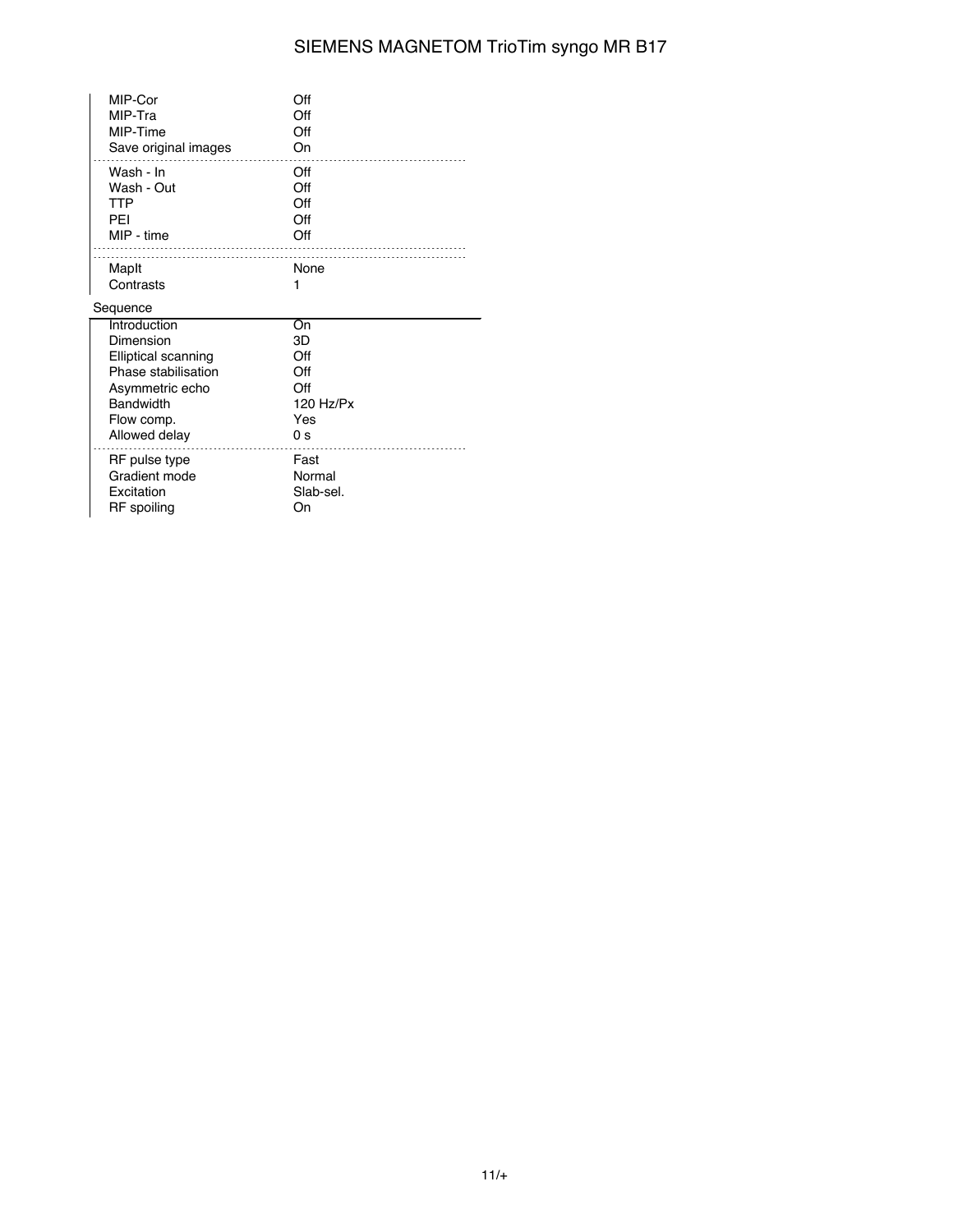| | |
|---|---|
| MIP-Cor | Off |
| MIP-Tra | Off |
| MIP-Time | Off |
| Save original images | On |
| Wash - In | Off |
| Wash - Out | Off |
| TTP | Off |
| PEI | Off |
| MIP - time | Off |
| MapIt | None |
| Contrasts | 1 |

Sequence

| | |
|---|---|
| Introduction | On |
| Dimension | 3D |
| Elliptical scanning | Off |
| Phase stabilisation | Off |
| Asymmetric echo | Off |
| Bandwidth | 120 Hz/Px |
| Flow comp. | Yes |
| Allowed delay | 0 s |
| RF pulse type | Fast |
| Gradient mode | Normal |
| Excitation | Slab-sel. |
| RF spoiling | On |